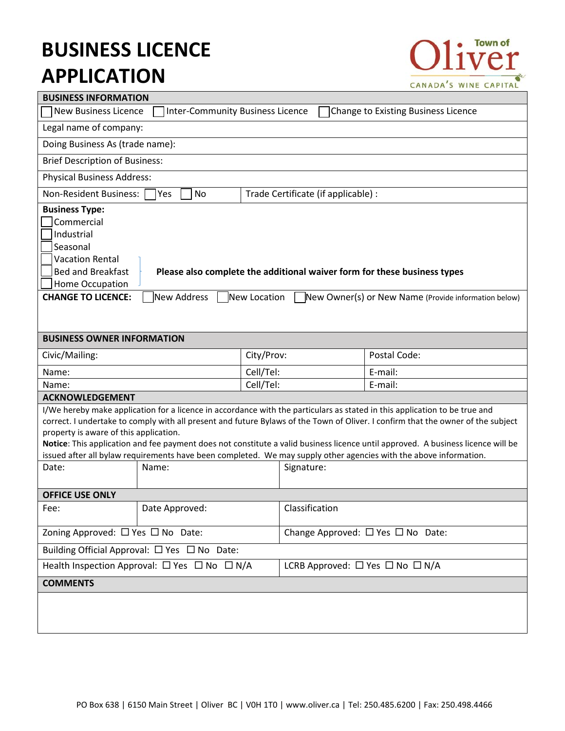# BUSINESS LICENCE APPLICATION

Town of Oliver
CANADA'S WINE CAPITAL

## BUSINESS INFORMATION

☐ New Business Licence ☐ Inter-Community Business Licence ☐ Change to Existing Business Licence

Legal name of company:

Doing Business As (trade name):

Brief Description of Business:

Physical Business Address:

| Non-Resident Business: ☐ Yes ☐ No | Trade Certificate (if applicable) : |
|---|---|

**Business Type:**

- ☐ Commercial
- ☐ Industrial
- ☐ Seasonal
- ☐ Vacation Rental
- ☐ Bed and Breakfast
- ☐ Home Occupation

**Please also complete the additional waiver form for these business types** (applies to Vacation Rental, Bed and Breakfast, Home Occupation)

**CHANGE TO LICENCE:** ☐ New Address ☐ New Location ☐ New Owner(s) or New Name (Provide information below)

## BUSINESS OWNER INFORMATION

| Civic/Mailing: | City/Prov: | Postal Code: |
|---|---|---|
| Name: | Cell/Tel: | E-mail: |
| Name: | Cell/Tel: | E-mail: |

## ACKNOWLEDGEMENT

I/We hereby make application for a licence in accordance with the particulars as stated in this application to be true and correct. I undertake to comply with all present and future Bylaws of the Town of Oliver. I confirm that the owner of the subject property is aware of this application.

**Notice**: This application and fee payment does not constitute a valid business licence until approved. A business licence will be issued after all bylaw requirements have been completed. We may supply other agencies with the above information.

| Date: | Name: | Signature: |
|---|---|---|

## OFFICE USE ONLY

| Fee: | Date Approved: | Classification |
|---|---|---|
| Zoning Approved: ☐ Yes ☐ No Date: | | Change Approved: ☐ Yes ☐ No Date: |
| Building Official Approval: ☐ Yes ☐ No Date: | | |
| Health Inspection Approval: ☐ Yes ☐ No ☐ N/A | | LCRB Approved: ☐ Yes ☐ No ☐ N/A |

## COMMENTS

PO Box 638 | 6150 Main Street | Oliver BC | V0H 1T0 | www.oliver.ca | Tel: 250.485.6200 | Fax: 250.498.4466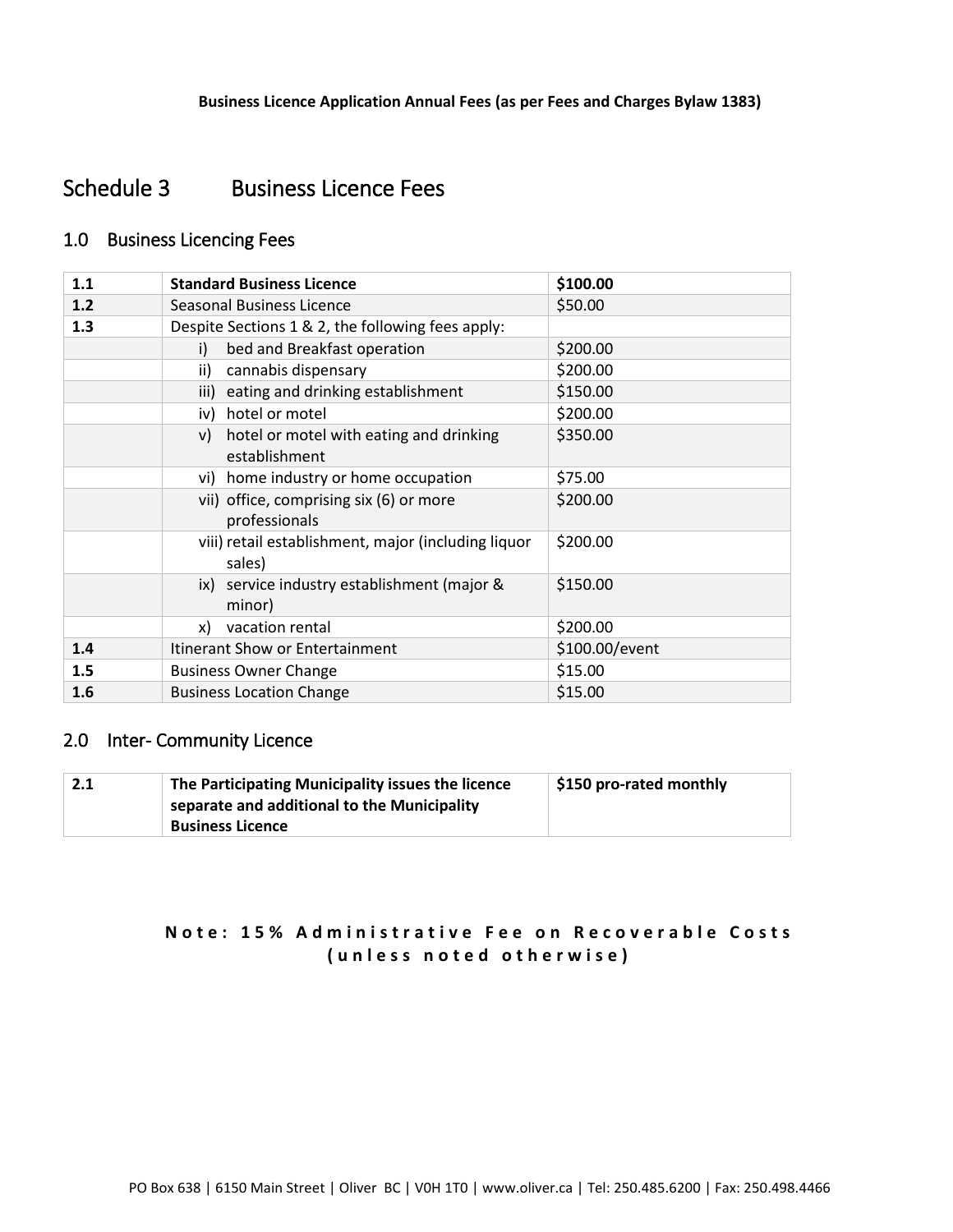**Business Licence Application Annual Fees (as per Fees and Charges Bylaw 1383)**

# Schedule 3 Business Licence Fees

## 1.0 Business Licencing Fees

| | | |
|---|---|---|
| **1.1** | **Standard Business Licence** | **$100.00** |
| **1.2** | Seasonal Business Licence | $50.00 |
| **1.3** | Despite Sections 1 & 2, the following fees apply: | |
| | i) bed and Breakfast operation | $200.00 |
| | ii) cannabis dispensary | $200.00 |
| | iii) eating and drinking establishment | $150.00 |
| | iv) hotel or motel | $200.00 |
| | v) hotel or motel with eating and drinking establishment | $350.00 |
| | vi) home industry or home occupation | $75.00 |
| | vii) office, comprising six (6) or more professionals | $200.00 |
| | viii) retail establishment, major (including liquor sales) | $200.00 |
| | ix) service industry establishment (major & minor) | $150.00 |
| | x) vacation rental | $200.00 |
| **1.4** | Itinerant Show or Entertainment | $100.00/event |
| **1.5** | Business Owner Change | $15.00 |
| **1.6** | Business Location Change | $15.00 |

## 2.0 Inter- Community Licence

| | | |
|---|---|---|
| **2.1** | **The Participating Municipality issues the licence separate and additional to the Municipality Business Licence** | **$150 pro-rated monthly** |

**Note: 15% Administrative Fee on Recoverable Costs (unless noted otherwise)**